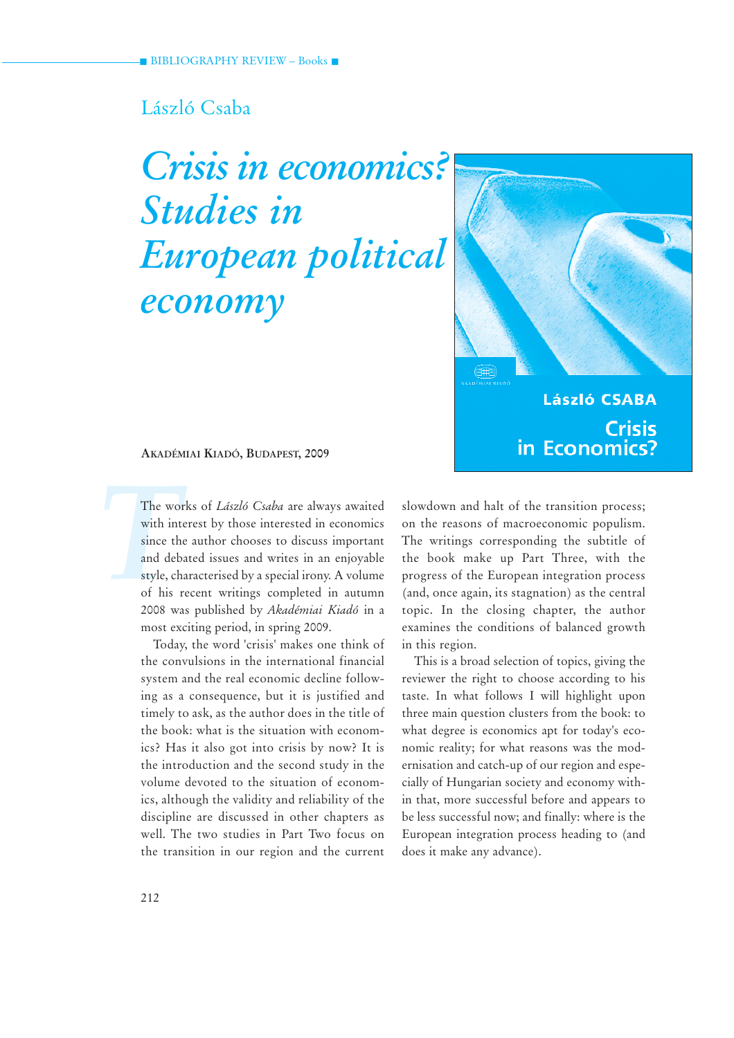■ BIBLIOGRAPHY REVIEW – Books ■

László Csaba

# *Crisis in economics? Studies in European political economy*

AKADÉMIAI KIADÓ, BUDAPEST, 2009

The works of *László Csaba* are always awaited with interest by those interested in economics since the author chooses to discuss important and debated issues and writes in an enjoyable style, characterised by a special irony. A volume of his recent writings completed in autumn 2008 was published by *Akadémiai Kiadó* in a most exciting period, in spring 2009.

Today, the word 'crisis' makes one think of the convulsions in the international financial system and the real economic decline following as a consequence, but it is justified and timely to ask, as the author does in the title of the book: what is the situation with economics? Has it also got into crisis by now? It is the introduction and the second study in the volume devoted to the situation of economics, although the validity and reliability of the discipline are discussed in other chapters as well. The two studies in Part Two focus on the transition in our region and the current slowdown and halt of the transition process; on the reasons of macroeconomic populism. The writings corresponding the subtitle of the book make up Part Three, with the progress of the European integration process (and, once again, its stagnation) as the central topic. In the closing chapter, the author examines the conditions of balanced growth in this region.

This is a broad selection of topics, giving the reviewer the right to choose according to his taste. In what follows I will highlight upon three main question clusters from the book: to what degree is economics apt for today's economic reality; for what reasons was the modernisation and catch-up of our region and especially of Hungarian society and economy within that, more successful before and appears to be less successful now; and finally: where is the European integration process heading to (and does it make any advance).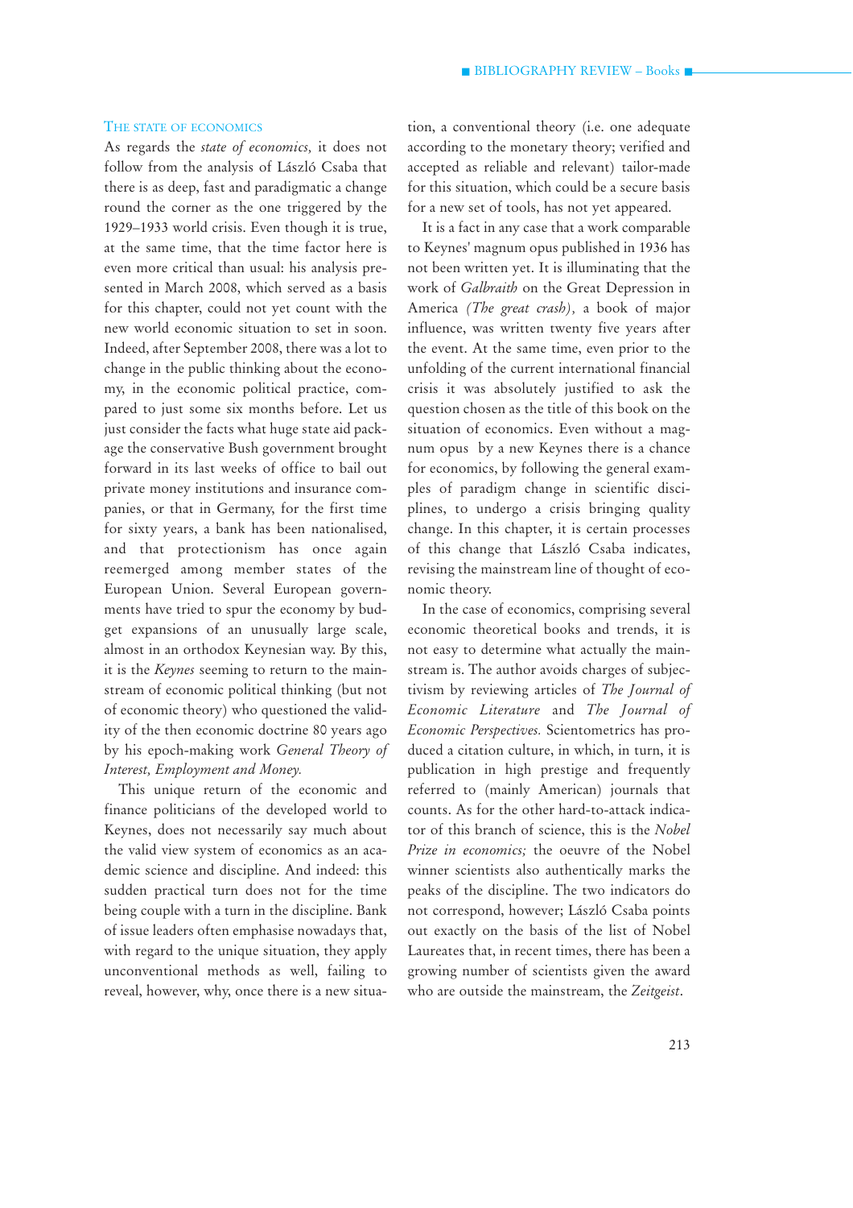### The state of economics

As regards the *state of economics,* it does not follow from the analysis of László Csaba that there is as deep, fast and paradigmatic a change round the corner as the one triggered by the 1929–1933 world crisis. Even though it is true, at the same time, that the time factor here is even more critical than usual: his analysis presented in March 2008, which served as a basis for this chapter, could not yet count with the new world economic situation to set in soon. Indeed, after September 2008, there was a lot to change in the public thinking about the economy, in the economic political practice, compared to just some six months before. Let us just consider the facts what huge state aid package the conservative Bush government brought forward in its last weeks of office to bail out private money institutions and insurance companies, or that in Germany, for the first time for sixty years, a bank has been nationalised, and that protectionism has once again reemerged among member states of the European Union. Several European governments have tried to spur the economy by budget expansions of an unusually large scale, almost in an orthodox Keynesian way. By this, it is the *Keynes* seeming to return to the mainstream of economic political thinking (but not of economic theory) who questioned the validity of the then economic doctrine 80 years ago by his epoch-making work *General Theory of Interest, Employment and Money.*

This unique return of the economic and finance politicians of the developed world to Keynes, does not necessarily say much about the valid view system of economics as an academic science and discipline. And indeed: this sudden practical turn does not for the time being couple with a turn in the discipline. Bank of issue leaders often emphasise nowadays that, with regard to the unique situation, they apply unconventional methods as well, failing to reveal, however, why, once there is a new situation, a conventional theory (i.e. one adequate according to the monetary theory; verified and accepted as reliable and relevant) tailor-made for this situation, which could be a secure basis for a new set of tools, has not yet appeared.

It is a fact in any case that a work comparable to Keynes' magnum opus published in 1936 has not been written yet. It is illuminating that the work of *Galbraith* on the Great Depression in America *(The great crash),* a book of major influence, was written twenty five years after the event. At the same time, even prior to the unfolding of the current international financial crisis it was absolutely justified to ask the question chosen as the title of this book on the situation of economics. Even without a magnum opus by a new Keynes there is a chance for economics, by following the general examples of paradigm change in scientific disciplines, to undergo a crisis bringing quality change. In this chapter, it is certain processes of this change that László Csaba indicates, revising the mainstream line of thought of economic theory.

In the case of economics, comprising several economic theoretical books and trends, it is not easy to determine what actually the mainstream is. The author avoids charges of subjectivism by reviewing articles of *The Journal of Economic Literature* and *The Journal of Economic Perspectives.* Scientometrics has produced a citation culture, in which, in turn, it is publication in high prestige and frequently referred to (mainly American) journals that counts. As for the other hard-to-attack indicator of this branch of science, this is the *Nobel Prize in economics;* the oeuvre of the Nobel winner scientists also authentically marks the peaks of the discipline. The two indicators do not correspond, however; László Csaba points out exactly on the basis of the list of Nobel Laureates that, in recent times, there has been a growing number of scientists given the award who are outside the mainstream, the *Zeitgeist*.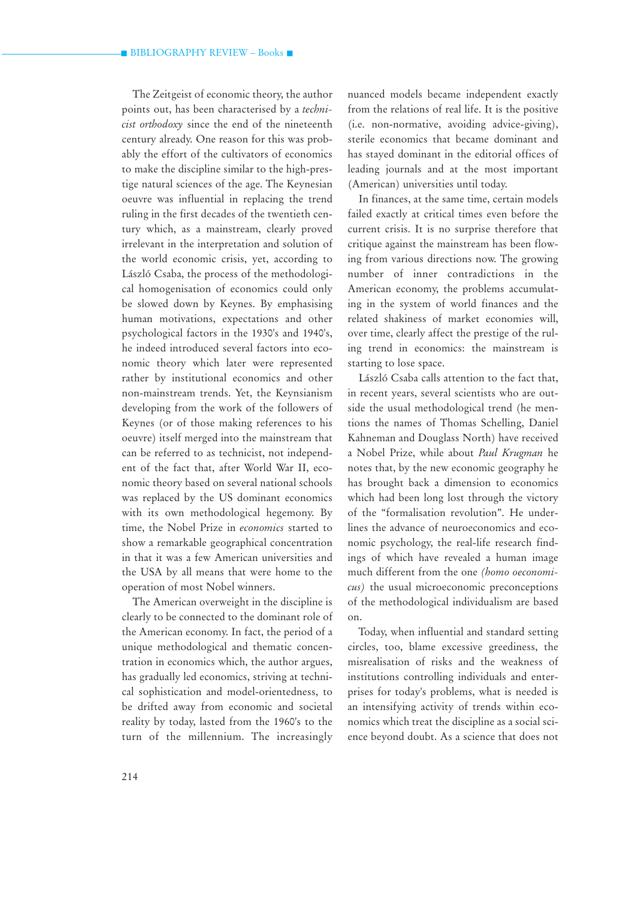The Zeitgeist of economic theory, the author points out, has been characterised by a *technicist orthodoxy* since the end of the nineteenth century already. One reason for this was probably the effort of the cultivators of economics to make the discipline similar to the high-prestige natural sciences of the age. The Keynesian oeuvre was influential in replacing the trend ruling in the first decades of the twentieth century which, as a mainstream, clearly proved irrelevant in the interpretation and solution of the world economic crisis, yet, according to László Csaba, the process of the methodological homogenisation of economics could only be slowed down by Keynes. By emphasising human motivations, expectations and other psychological factors in the 1930's and 1940's, he indeed introduced several factors into economic theory which later were represented rather by institutional economics and other non-mainstream trends. Yet, the Keynsianism developing from the work of the followers of Keynes (or of those making references to his oeuvre) itself merged into the mainstream that can be referred to as technicist, not independent of the fact that, after World War II, economic theory based on several national schools was replaced by the US dominant economics with its own methodological hegemony. By time, the Nobel Prize in *economics* started to show a remarkable geographical concentration in that it was a few American universities and the USA by all means that were home to the operation of most Nobel winners.

The American overweight in the discipline is clearly to be connected to the dominant role of the American economy. In fact, the period of a unique methodological and thematic concentration in economics which, the author argues, has gradually led economics, striving at technical sophistication and model-orientedness, to be drifted away from economic and societal reality by today, lasted from the 1960's to the turn of the millennium. The increasingly nuanced models became independent exactly from the relations of real life. It is the positive (i.e. non-normative, avoiding advice-giving), sterile economics that became dominant and has stayed dominant in the editorial offices of leading journals and at the most important (American) universities until today.

In finances, at the same time, certain models failed exactly at critical times even before the current crisis. It is no surprise therefore that critique against the mainstream has been flowing from various directions now. The growing number of inner contradictions in the American economy, the problems accumulating in the system of world finances and the related shakiness of market economies will, over time, clearly affect the prestige of the ruling trend in economics: the mainstream is starting to lose space.

László Csaba calls attention to the fact that, in recent years, several scientists who are outside the usual methodological trend (he mentions the names of Thomas Schelling, Daniel Kahneman and Douglass North) have received a Nobel Prize, while about *Paul Krugman* he notes that, by the new economic geography he has brought back a dimension to economics which had been long lost through the victory of the "formalisation revolution". He underlines the advance of neuroeconomics and economic psychology, the real-life research findings of which have revealed a human image much different from the one *(homo oeconomicus)* the usual microeconomic preconceptions of the methodological individualism are based on.

Today, when influential and standard setting circles, too, blame excessive greediness, the misrealisation of risks and the weakness of institutions controlling individuals and enterprises for today's problems, what is needed is an intensifying activity of trends within economics which treat the discipline as a social science beyond doubt. As a science that does not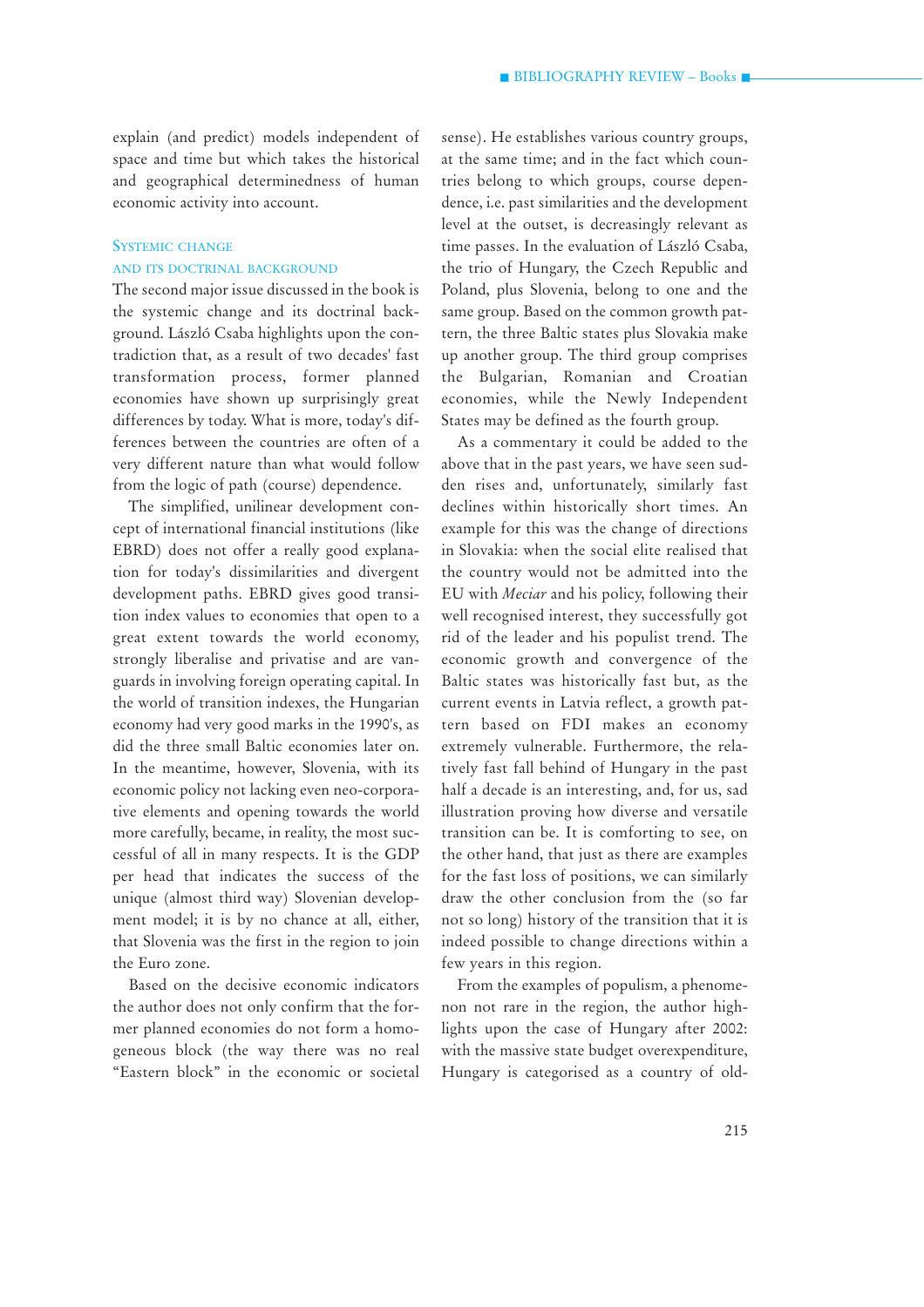explain (and predict) models independent of space and time but which takes the historical and geographical determinedness of human economic activity into account.

## Systemic change and its doctrinal background

The second major issue discussed in the book is the systemic change and its doctrinal background. László Csaba highlights upon the contradiction that, as a result of two decades' fast transformation process, former planned economies have shown up surprisingly great differences by today. What is more, today's differences between the countries are often of a very different nature than what would follow from the logic of path (course) dependence.

The simplified, unilinear development concept of international financial institutions (like EBRD) does not offer a really good explanation for today's dissimilarities and divergent development paths. EBRD gives good transition index values to economies that open to a great extent towards the world economy, strongly liberalise and privatise and are vanguards in involving foreign operating capital. In the world of transition indexes, the Hungarian economy had very good marks in the 1990's, as did the three small Baltic economies later on. In the meantime, however, Slovenia, with its economic policy not lacking even neo-corporative elements and opening towards the world more carefully, became, in reality, the most successful of all in many respects. It is the GDP per head that indicates the success of the unique (almost third way) Slovenian development model; it is by no chance at all, either, that Slovenia was the first in the region to join the Euro zone.

Based on the decisive economic indicators the author does not only confirm that the former planned economies do not form a homogeneous block (the way there was no real "Eastern block" in the economic or societal sense). He establishes various country groups, at the same time; and in the fact which countries belong to which groups, course dependence, i.e. past similarities and the development level at the outset, is decreasingly relevant as time passes. In the evaluation of László Csaba, the trio of Hungary, the Czech Republic and Poland, plus Slovenia, belong to one and the same group. Based on the common growth pattern, the three Baltic states plus Slovakia make up another group. The third group comprises the Bulgarian, Romanian and Croatian economies, while the Newly Independent States may be defined as the fourth group.

As a commentary it could be added to the above that in the past years, we have seen sudden rises and, unfortunately, similarly fast declines within historically short times. An example for this was the change of directions in Slovakia: when the social elite realised that the country would not be admitted into the EU with *Meciar* and his policy, following their well recognised interest, they successfully got rid of the leader and his populist trend. The economic growth and convergence of the Baltic states was historically fast but, as the current events in Latvia reflect, a growth pattern based on FDI makes an economy extremely vulnerable. Furthermore, the relatively fast fall behind of Hungary in the past half a decade is an interesting, and, for us, sad illustration proving how diverse and versatile transition can be. It is comforting to see, on the other hand, that just as there are examples for the fast loss of positions, we can similarly draw the other conclusion from the (so far not so long) history of the transition that it is indeed possible to change directions within a few years in this region.

From the examples of populism, a phenomenon not rare in the region, the author highlights upon the case of Hungary after 2002: with the massive state budget overexpenditure, Hungary is categorised as a country of old-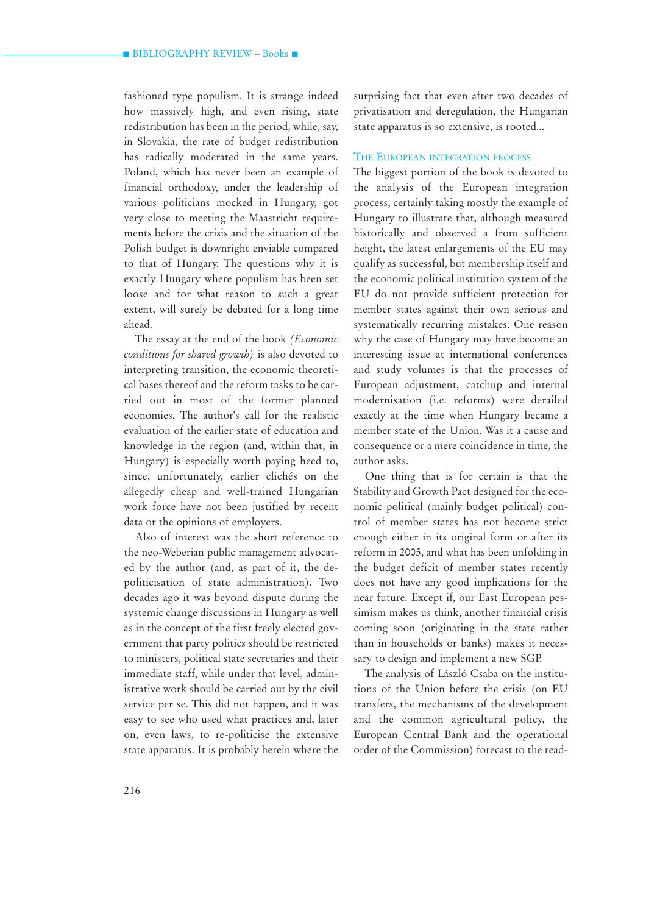fashioned type populism. It is strange indeed how massively high, and even rising, state redistribution has been in the period, while, say, in Slovakia, the rate of budget redistribution has radically moderated in the same years. Poland, which has never been an example of financial orthodoxy, under the leadership of various politicians mocked in Hungary, got very close to meeting the Maastricht requirements before the crisis and the situation of the Polish budget is downright enviable compared to that of Hungary. The questions why it is exactly Hungary where populism has been set loose and for what reason to such a great extent, will surely be debated for a long time ahead.

The essay at the end of the book *(Economic conditions for shared growth)* is also devoted to interpreting transition, the economic theoretical bases thereof and the reform tasks to be carried out in most of the former planned economies. The author's call for the realistic evaluation of the earlier state of education and knowledge in the region (and, within that, in Hungary) is especially worth paying heed to, since, unfortunately, earlier clichés on the allegedly cheap and well-trained Hungarian work force have not been justified by recent data or the opinions of employers.

Also of interest was the short reference to the neo-Weberian public management advocated by the author (and, as part of it, the de-politicisation of state administration). Two decades ago it was beyond dispute during the systemic change discussions in Hungary as well as in the concept of the first freely elected government that party politics should be restricted to ministers, political state secretaries and their immediate staff, while under that level, administrative work should be carried out by the civil service per se. This did not happen, and it was easy to see who used what practices and, later on, even laws, to re-politicise the extensive state apparatus. It is probably herein where the surprising fact that even after two decades of privatisation and deregulation, the Hungarian state apparatus is so extensive, is rooted...

## The European integration process

The biggest portion of the book is devoted to the analysis of the European integration process, certainly taking mostly the example of Hungary to illustrate that, although measured historically and observed a from sufficient height, the latest enlargements of the EU may qualify as successful, but membership itself and the economic political institution system of the EU do not provide sufficient protection for member states against their own serious and systematically recurring mistakes. One reason why the case of Hungary may have become an interesting issue at international conferences and study volumes is that the processes of European adjustment, catchup and internal modernisation (i.e. reforms) were derailed exactly at the time when Hungary became a member state of the Union. Was it a cause and consequence or a mere coincidence in time, the author asks.

One thing that is for certain is that the Stability and Growth Pact designed for the economic political (mainly budget political) control of member states has not become strict enough either in its original form or after its reform in 2005, and what has been unfolding in the budget deficit of member states recently does not have any good implications for the near future. Except if, our East European pessimism makes us think, another financial crisis coming soon (originating in the state rather than in households or banks) makes it necessary to design and implement a new SGP.

The analysis of László Csaba on the institutions of the Union before the crisis (on EU transfers, the mechanisms of the development and the common agricultural policy, the European Central Bank and the operational order of the Commission) forecast to the read-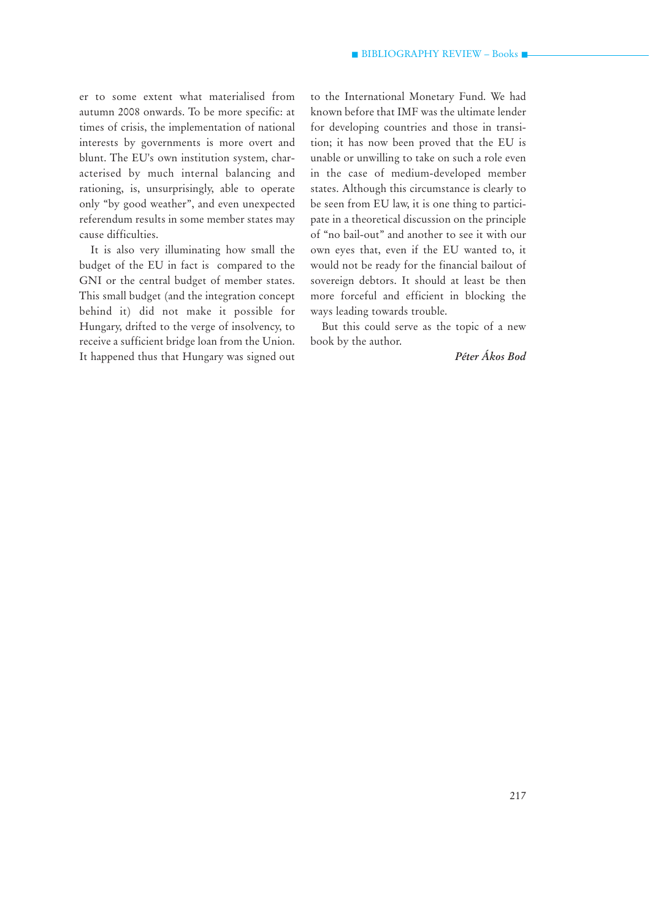er to some extent what materialised from autumn 2008 onwards. To be more specific: at times of crisis, the implementation of national interests by governments is more overt and blunt. The EU's own institution system, characterised by much internal balancing and rationing, is, unsurprisingly, able to operate only "by good weather", and even unexpected referendum results in some member states may cause difficulties.

It is also very illuminating how small the budget of the EU in fact is compared to the GNI or the central budget of member states. This small budget (and the integration concept behind it) did not make it possible for Hungary, drifted to the verge of insolvency, to receive a sufficient bridge loan from the Union. It happened thus that Hungary was signed out to the International Monetary Fund. We had known before that IMF was the ultimate lender for developing countries and those in transition; it has now been proved that the EU is unable or unwilling to take on such a role even in the case of medium-developed member states. Although this circumstance is clearly to be seen from EU law, it is one thing to participate in a theoretical discussion on the principle of "no bail-out" and another to see it with our own eyes that, even if the EU wanted to, it would not be ready for the financial bailout of sovereign debtors. It should at least be then more forceful and efficient in blocking the ways leading towards trouble.

But this could serve as the topic of a new book by the author.

***Péter Ákos Bod***